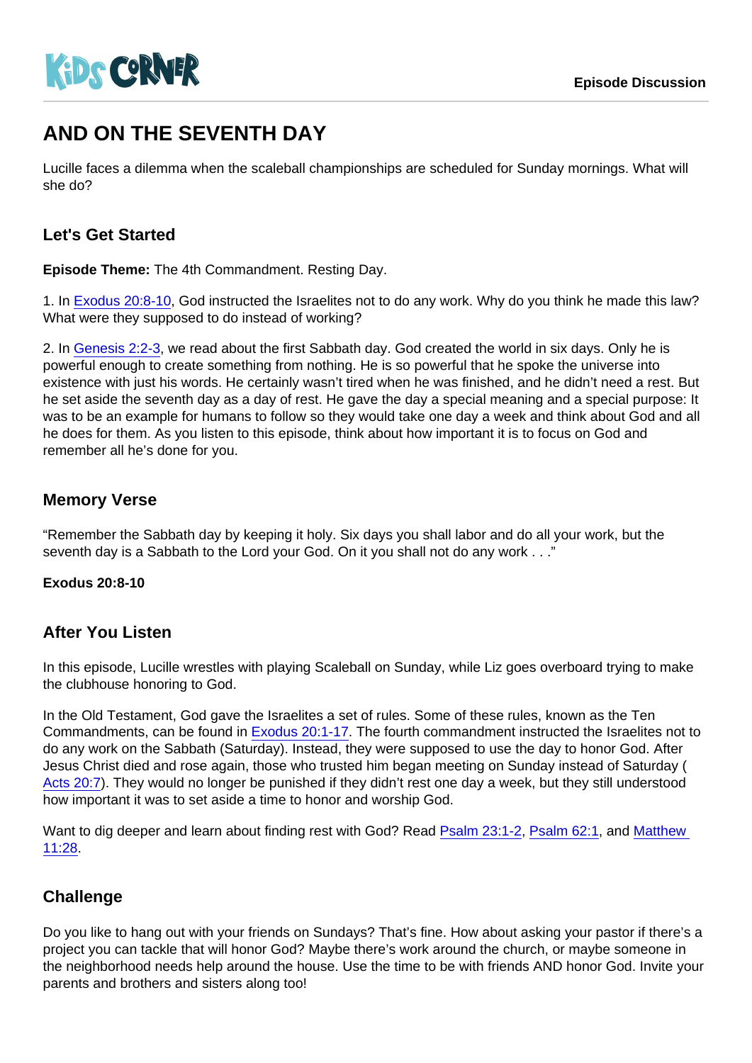# AND ON THE SEVENTH DAY

Lucille faces a dilemma when the scaleball championships are scheduled for Sunday mornings. What will she do?

## Let's Get Started

**Episode Theme:** The 4th Commandment. Resting Day.

1. In Exodus 20:8-10, God instructed the Israelites not to do any work. Why do you think he made this law? What were they supposed to do instead of working?

2. In Genesis 2:2-3, we read about the first Sabbath day. God created the world in six days. Only he is powerful enough to create something from nothing. He is so powerful that he spoke the universe into existence with just his words. He certainly wasn't tired when he was finished, and he didn't need a rest. But he set aside the seventh day as a day of rest. He gave the day a special meaning and a special purpose: It was to be an example for humans to follow so they would take one day a week and think about God and all he does for them. As you listen to this episode, think about how important it is to focus on God and remember all he's done for you.

## Memory Verse

"Remember the Sabbath day by keeping it holy. Six days you shall labor and do all your work, but the seventh day is a Sabbath to the Lord your God. On it you shall not do any work . . ."

**Exodus 20:8-10**

## After You Listen

In this episode, Lucille wrestles with playing Scaleball on Sunday, while Liz goes overboard trying to make the clubhouse honoring to God.

In the Old Testament, God gave the Israelites a set of rules. Some of these rules, known as the Ten Commandments, can be found in Exodus 20:1-17. The fourth commandment instructed the Israelites not to do any work on the Sabbath (Saturday). Instead, they were supposed to use the day to honor God. After Jesus Christ died and rose again, those who trusted him began meeting on Sunday instead of Saturday ( Acts 20:7). They would no longer be punished if they didn't rest one day a week, but they still understood how important it was to set aside a time to honor and worship God.

Want to dig deeper and learn about finding rest with God? Read Psalm 23:1-2, Psalm 62:1, and Matthew 11:28.

## Challenge

Do you like to hang out with your friends on Sundays? That's fine. How about asking your pastor if there's a project you can tackle that will honor God? Maybe there's work around the church, or maybe someone in the neighborhood needs help around the house. Use the time to be with friends AND honor God. Invite your parents and brothers and sisters along too!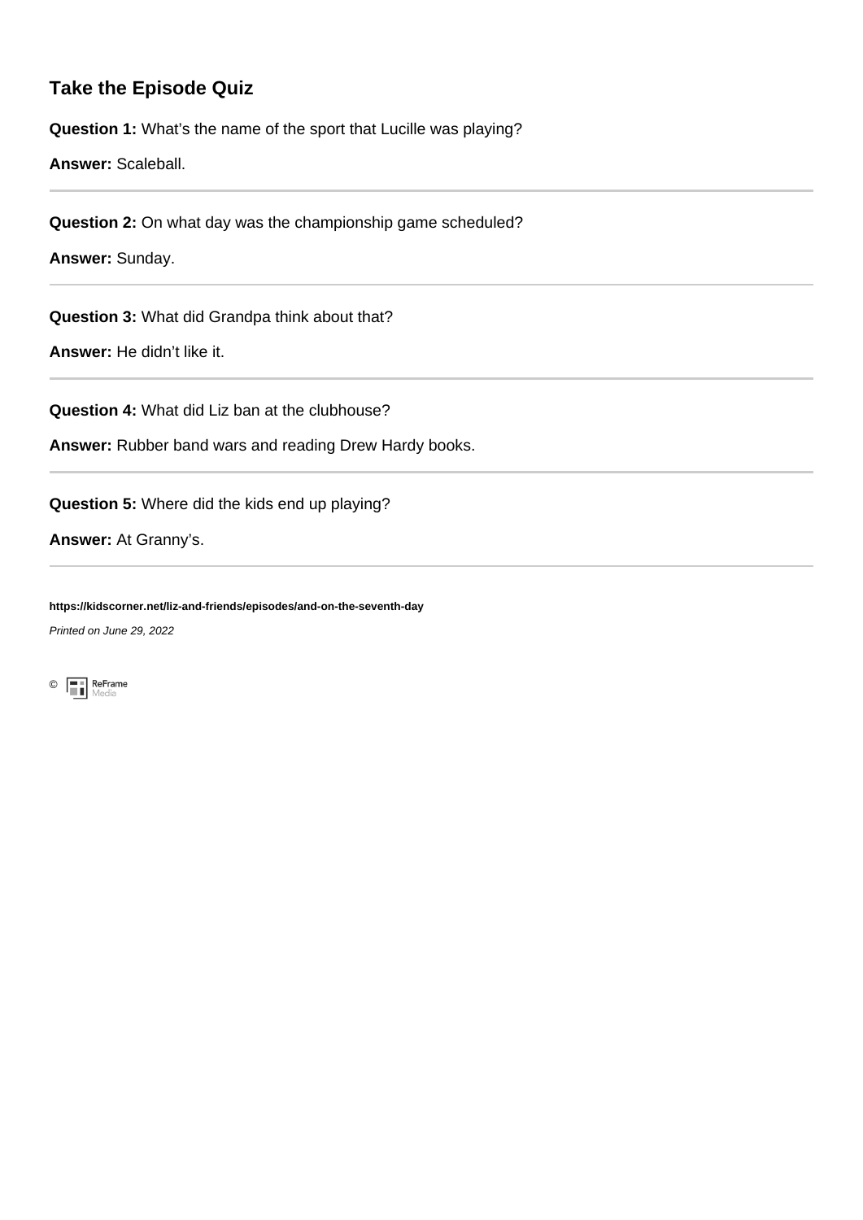## Take the Episode Quiz

**Question 1:** What's the name of the sport that Lucille was playing?

**Answer:** Scaleball.

---

**Question 2:** On what day was the championship game scheduled?

**Answer:** Sunday.

---

**Question 3:** What did Grandpa think about that?

**Answer:** He didn't like it.

---

**Question 4:** What did Liz ban at the clubhouse?

**Answer:** Rubber band wars and reading Drew Hardy books.

---

**Question 5:** Where did the kids end up playing?

**Answer:** At Granny's.

---

**https://kidscorner.net/liz-and-friends/episodes/and-on-the-seventh-day**

*Printed on June 29, 2022*

© ReFrame Media